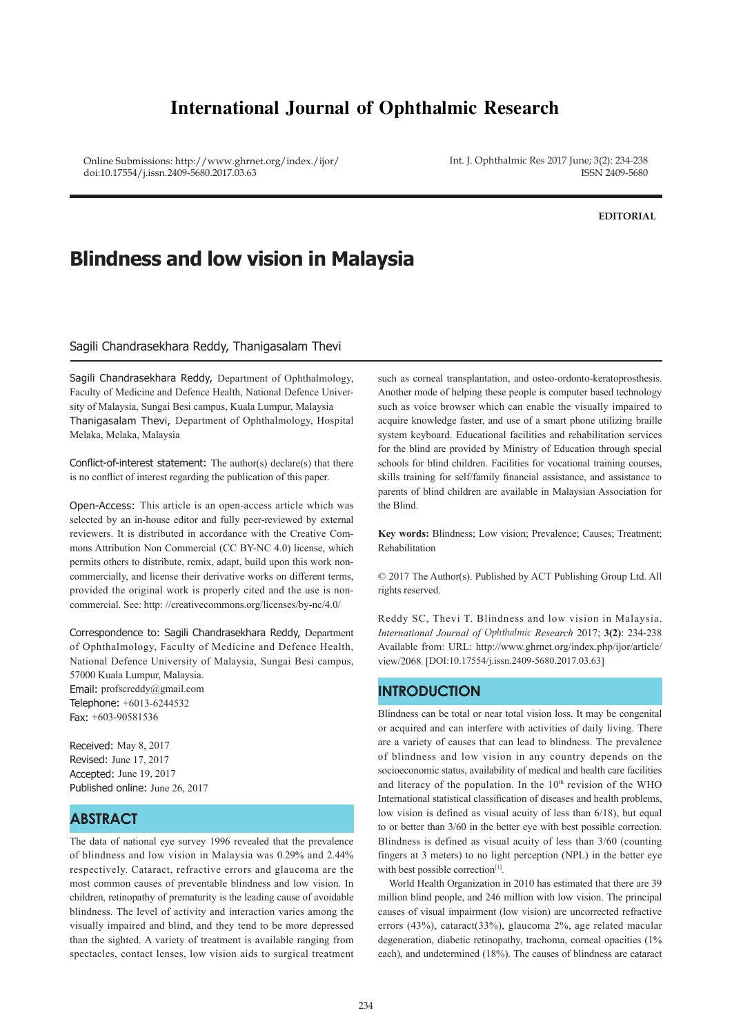# International Journal of Ophthalmic Research

Online Submissions: http://www.ghrnet.org/index./ijor/
doi:10.17554/j.issn.2409-5680.2017.03.63

Int. J. Ophthalmic Res 2017 June; 3(2): 234-238
ISSN 2409-5680

**EDITORIAL**

# Blindness and low vision in Malaysia

Sagili Chandrasekhara Reddy, Thanigasalam Thevi

Sagili Chandrasekhara Reddy, Department of Ophthalmology, Faculty of Medicine and Defence Health, National Defence University of Malaysia, Sungai Besi campus, Kuala Lumpur, Malaysia
Thanigasalam Thevi, Department of Ophthalmology, Hospital Melaka, Melaka, Malaysia

Conflict-of-interest statement: The author(s) declare(s) that there is no conflict of interest regarding the publication of this paper.

Open-Access: This article is an open-access article which was selected by an in-house editor and fully peer-reviewed by external reviewers. It is distributed in accordance with the Creative Commons Attribution Non Commercial (CC BY-NC 4.0) license, which permits others to distribute, remix, adapt, build upon this work non-commercially, and license their derivative works on different terms, provided the original work is properly cited and the use is non-commercial. See: http: //creativecommons.org/licenses/by-nc/4.0/

Correspondence to: Sagili Chandrasekhara Reddy, Department of Ophthalmology, Faculty of Medicine and Defence Health, National Defence University of Malaysia, Sungai Besi campus, 57000 Kuala Lumpur, Malaysia.
Email: profscreddy@gmail.com
Telephone: +6013-6244532
Fax: +603-90581536

Received: May 8, 2017
Revised: June 17, 2017
Accepted: June 19, 2017
Published online: June 26, 2017

## ABSTRACT

The data of national eye survey 1996 revealed that the prevalence of blindness and low vision in Malaysia was 0.29% and 2.44% respectively. Cataract, refractive errors and glaucoma are the most common causes of preventable blindness and low vision. In children, retinopathy of prematurity is the leading cause of avoidable blindness. The level of activity and interaction varies among the visually impaired and blind, and they tend to be more depressed than the sighted. A variety of treatment is available ranging from spectacles, contact lenses, low vision aids to surgical treatment such as corneal transplantation, and osteo-ordonto-keratoprosthesis. Another mode of helping these people is computer based technology such as voice browser which can enable the visually impaired to acquire knowledge faster, and use of a smart phone utilizing braille system keyboard. Educational facilities and rehabilitation services for the blind are provided by Ministry of Education through special schools for blind children. Facilities for vocational training courses, skills training for self/family financial assistance, and assistance to parents of blind children are available in Malaysian Association for the Blind.

**Key words:** Blindness; Low vision; Prevalence; Causes; Treatment; Rehabilitation

© 2017 The Author(s). Published by ACT Publishing Group Ltd. All rights reserved.

Reddy SC, Thevi T. Blindness and low vision in Malaysia. *International Journal of Ophthalmic Research* 2017; **3(2)**: 234-238 Available from: URL: http://www.ghrnet.org/index.php/ijor/article/view/2068. [DOI:10.17554/j.issn.2409-5680.2017.03.63]

## INTRODUCTION

Blindness can be total or near total vision loss. It may be congenital or acquired and can interfere with activities of daily living. There are a variety of causes that can lead to blindness. The prevalence of blindness and low vision in any country depends on the socioeconomic status, availability of medical and health care facilities and literacy of the population. In the 10th revision of the WHO International statistical classification of diseases and health problems, low vision is defined as visual acuity of less than 6/18), but equal to or better than 3/60 in the better eye with best possible correction. Blindness is defined as visual acuity of less than 3/60 (counting fingers at 3 meters) to no light perception (NPL) in the better eye with best possible correction[1].

World Health Organization in 2010 has estimated that there are 39 million blind people, and 246 million with low vision. The principal causes of visual impairment (low vision) are uncorrected refractive errors (43%), cataract(33%), glaucoma 2%, age related macular degeneration, diabetic retinopathy, trachoma, corneal opacities (1% each), and undetermined (18%). The causes of blindness are cataract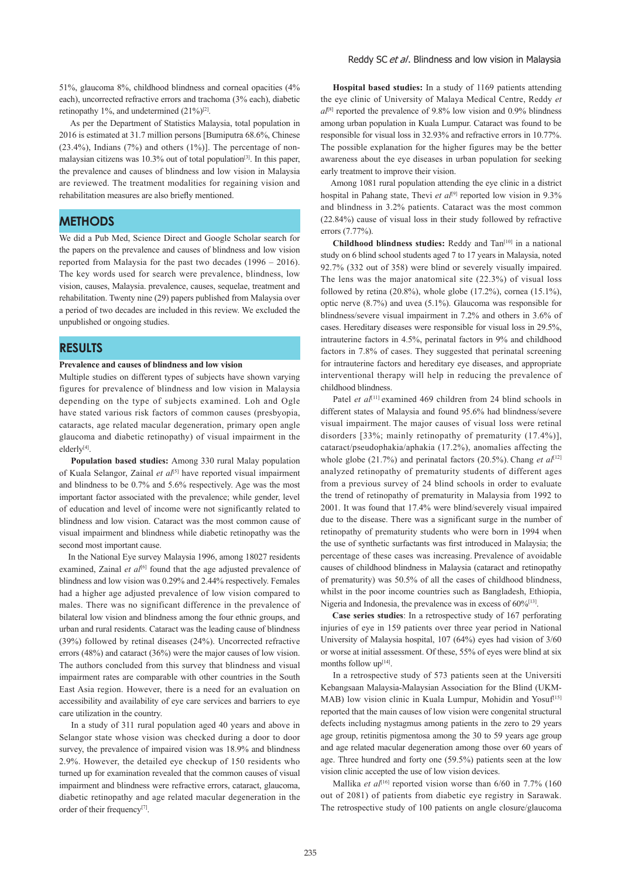51%, glaucoma 8%, childhood blindness and corneal opacities (4% each), uncorrected refractive errors and trachoma (3% each), diabetic retinopathy 1%, and undetermined (21%)[2].

As per the Department of Statistics Malaysia, total population in 2016 is estimated at 31.7 million persons [Bumiputra 68.6%, Chinese (23.4%), Indians (7%) and others (1%)]. The percentage of non-malaysian citizens was 10.3% out of total population[3]. In this paper, the prevalence and causes of blindness and low vision in Malaysia are reviewed. The treatment modalities for regaining vision and rehabilitation measures are also briefly mentioned.

## METHODS

We did a Pub Med, Science Direct and Google Scholar search for the papers on the prevalence and causes of blindness and low vision reported from Malaysia for the past two decades (1996 – 2016). The key words used for search were prevalence, blindness, low vision, causes, Malaysia. prevalence, causes, sequelae, treatment and rehabilitation. Twenty nine (29) papers published from Malaysia over a period of two decades are included in this review. We excluded the unpublished or ongoing studies.

## RESULTS

### Prevalence and causes of blindness and low vision

Multiple studies on different types of subjects have shown varying figures for prevalence of blindness and low vision in Malaysia depending on the type of subjects examined. Loh and Ogle have stated various risk factors of common causes (presbyopia, cataracts, age related macular degeneration, primary open angle glaucoma and diabetic retinopathy) of visual impairment in the elderly[4].

**Population based studies:** Among 330 rural Malay population of Kuala Selangor, Zainal *et al*[5] have reported visual impairment and blindness to be 0.7% and 5.6% respectively. Age was the most important factor associated with the prevalence; while gender, level of education and level of income were not significantly related to blindness and low vision. Cataract was the most common cause of visual impairment and blindness while diabetic retinopathy was the second most important cause.

In the National Eye survey Malaysia 1996, among 18027 residents examined, Zainal *et al*[6] found that the age adjusted prevalence of blindness and low vision was 0.29% and 2.44% respectively. Females had a higher age adjusted prevalence of low vision compared to males. There was no significant difference in the prevalence of bilateral low vision and blindness among the four ethnic groups, and urban and rural residents. Cataract was the leading cause of blindness (39%) followed by retinal diseases (24%). Uncorrected refractive errors (48%) and cataract (36%) were the major causes of low vision. The authors concluded from this survey that blindness and visual impairment rates are comparable with other countries in the South East Asia region. However, there is a need for an evaluation on accessibility and availability of eye care services and barriers to eye care utilization in the country.

In a study of 311 rural population aged 40 years and above in Selangor state whose vision was checked during a door to door survey, the prevalence of impaired vision was 18.9% and blindness 2.9%. However, the detailed eye checkup of 150 residents who turned up for examination revealed that the common causes of visual impairment and blindness were refractive errors, cataract, glaucoma, diabetic retinopathy and age related macular degeneration in the order of their frequency[7].

**Hospital based studies:** In a study of 1169 patients attending the eye clinic of University of Malaya Medical Centre, Reddy *et al*[8] reported the prevalence of 9.8% low vision and 0.9% blindness among urban population in Kuala Lumpur. Cataract was found to be responsible for visual loss in 32.93% and refractive errors in 10.77%. The possible explanation for the higher figures may be the better awareness about the eye diseases in urban population for seeking early treatment to improve their vision.

Among 1081 rural population attending the eye clinic in a district hospital in Pahang state, Thevi *et al*[9] reported low vision in 9.3% and blindness in 3.2% patients. Cataract was the most common (22.84%) cause of visual loss in their study followed by refractive errors (7.77%).

**Childhood blindness studies:** Reddy and Tan[10] in a national study on 6 blind school students aged 7 to 17 years in Malaysia, noted 92.7% (332 out of 358) were blind or severely visually impaired. The lens was the major anatomical site (22.3%) of visual loss followed by retina (20.8%), whole globe (17.2%), cornea (15.1%), optic nerve (8.7%) and uvea (5.1%). Glaucoma was responsible for blindness/severe visual impairment in 7.2% and others in 3.6% of cases. Hereditary diseases were responsible for visual loss in 29.5%, intrauterine factors in 4.5%, perinatal factors in 9% and childhood factors in 7.8% of cases. They suggested that perinatal screening for intrauterine factors and hereditary eye diseases, and appropriate interventional therapy will help in reducing the prevalence of childhood blindness.

Patel *et al*[11] examined 469 children from 24 blind schools in different states of Malaysia and found 95.6% had blindness/severe visual impairment. The major causes of visual loss were retinal disorders [33%; mainly retinopathy of prematurity (17.4%)], cataract/pseudophakia/aphakia (17.2%), anomalies affecting the whole globe (21.7%) and perinatal factors (20.5%). Chang *et al*[12] analyzed retinopathy of prematurity students of different ages from a previous survey of 24 blind schools in order to evaluate the trend of retinopathy of prematurity in Malaysia from 1992 to 2001. It was found that 17.4% were blind/severely visual impaired due to the disease. There was a significant surge in the number of retinopathy of prematurity students who were born in 1994 when the use of synthetic surfactants was first introduced in Malaysia; the percentage of these cases was increasing. Prevalence of avoidable causes of childhood blindness in Malaysia (cataract and retinopathy of prematurity) was 50.5% of all the cases of childhood blindness, whilst in the poor income countries such as Bangladesh, Ethiopia, Nigeria and Indonesia, the prevalence was in excess of 60%[13].

**Case series studies**: In a retrospective study of 167 perforating injuries of eye in 159 patients over three year period in National University of Malaysia hospital, 107 (64%) eyes had vision of 3/60 or worse at initial assessment. Of these, 55% of eyes were blind at six months follow up[14].

In a retrospective study of 573 patients seen at the Universiti Kebangsaan Malaysia-Malaysian Association for the Blind (UKM-MAB) low vision clinic in Kuala Lumpur, Mohidin and Yosuf[15] reported that the main causes of low vision were congenital structural defects including nystagmus among patients in the zero to 29 years age group, retinitis pigmentosa among the 30 to 59 years age group and age related macular degeneration among those over 60 years of age. Three hundred and forty one (59.5%) patients seen at the low vision clinic accepted the use of low vision devices.

Mallika *et al*[16] reported vision worse than 6/60 in 7.7% (160 out of 2081) of patients from diabetic eye registry in Sarawak. The retrospective study of 100 patients on angle closure/glaucoma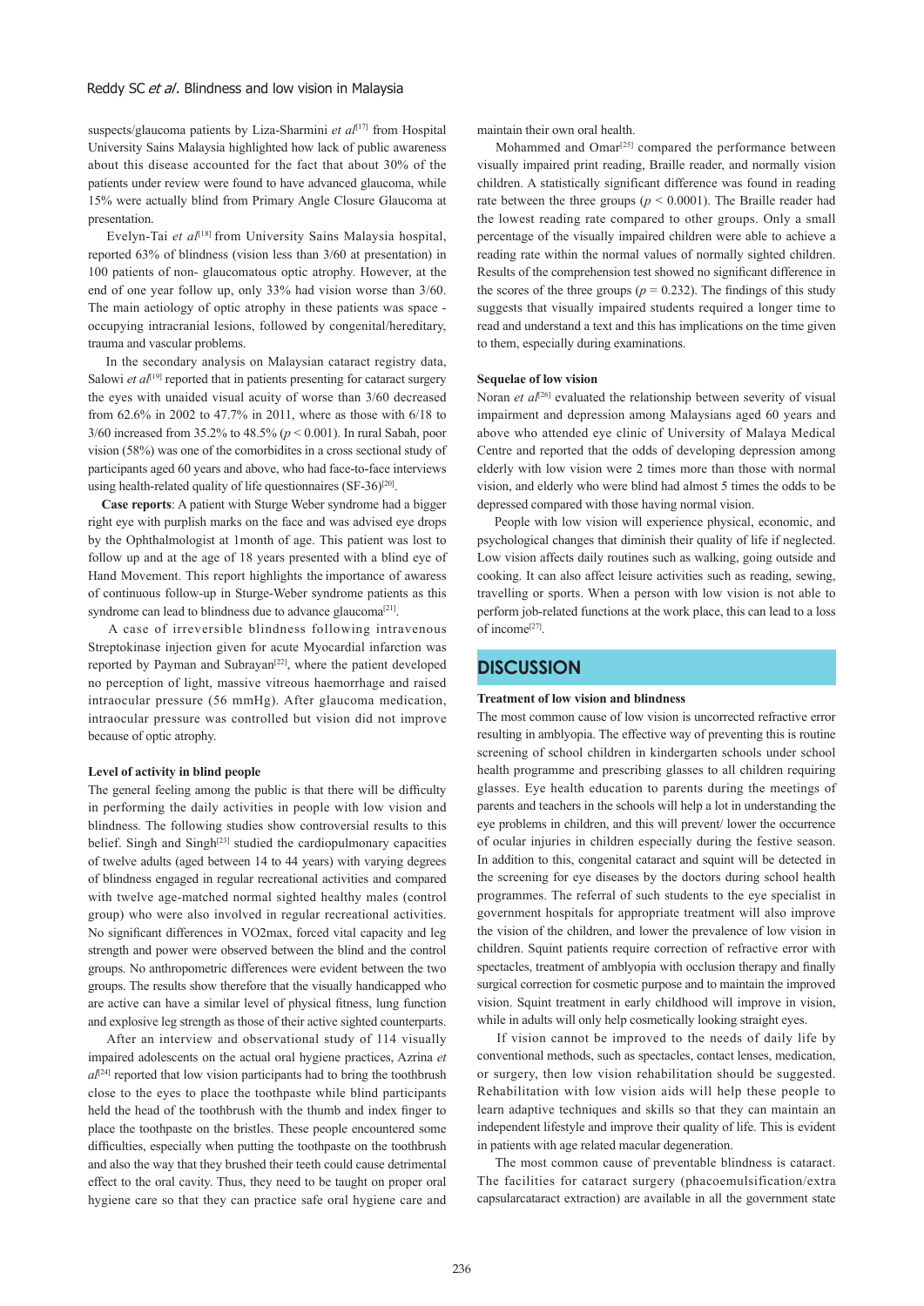suspects/glaucoma patients by Liza-Sharmini *et al*[17] from Hospital University Sains Malaysia highlighted how lack of public awareness about this disease accounted for the fact that about 30% of the patients under review were found to have advanced glaucoma, while 15% were actually blind from Primary Angle Closure Glaucoma at presentation.

Evelyn-Tai *et al*[18] from University Sains Malaysia hospital, reported 63% of blindness (vision less than 3/60 at presentation) in 100 patients of non- glaucomatous optic atrophy. However, at the end of one year follow up, only 33% had vision worse than 3/60. The main aetiology of optic atrophy in these patients was space - occupying intracranial lesions, followed by congenital/hereditary, trauma and vascular problems.

In the secondary analysis on Malaysian cataract registry data, Salowi *et al*[19] reported that in patients presenting for cataract surgery the eyes with unaided visual acuity of worse than 3/60 decreased from 62.6% in 2002 to 47.7% in 2011, where as those with 6/18 to 3/60 increased from 35.2% to 48.5% ($p < 0.001$). In rural Sabah, poor vision (58%) was one of the comorbidites in a cross sectional study of participants aged 60 years and above, who had face-to-face interviews using health-related quality of life questionnaires (SF-36)[20].

**Case reports**: A patient with Sturge Weber syndrome had a bigger right eye with purplish marks on the face and was advised eye drops by the Ophthalmologist at 1month of age. This patient was lost to follow up and at the age of 18 years presented with a blind eye of Hand Movement. This report highlights the importance of awaress of continuous follow-up in Sturge-Weber syndrome patients as this syndrome can lead to blindness due to advance glaucoma[21].

A case of irreversible blindness following intravenous Streptokinase injection given for acute Myocardial infarction was reported by Payman and Subrayan[22], where the patient developed no perception of light, massive vitreous haemorrhage and raised intraocular pressure (56 mmHg). After glaucoma medication, intraocular pressure was controlled but vision did not improve because of optic atrophy.

**Level of activity in blind people**

The general feeling among the public is that there will be difficulty in performing the daily activities in people with low vision and blindness. The following studies show controversial results to this belief. Singh and Singh[23] studied the cardiopulmonary capacities of twelve adults (aged between 14 to 44 years) with varying degrees of blindness engaged in regular recreational activities and compared with twelve age-matched normal sighted healthy males (control group) who were also involved in regular recreational activities. No significant differences in VO2max, forced vital capacity and leg strength and power were observed between the blind and the control groups. No anthropometric differences were evident between the two groups. The results show therefore that the visually handicapped who are active can have a similar level of physical fitness, lung function and explosive leg strength as those of their active sighted counterparts.

After an interview and observational study of 114 visually impaired adolescents on the actual oral hygiene practices, Azrina *et al*[24] reported that low vision participants had to bring the toothbrush close to the eyes to place the toothpaste while blind participants held the head of the toothbrush with the thumb and index finger to place the toothpaste on the bristles. These people encountered some difficulties, especially when putting the toothpaste on the toothbrush and also the way that they brushed their teeth could cause detrimental effect to the oral cavity. Thus, they need to be taught on proper oral hygiene care so that they can practice safe oral hygiene care and maintain their own oral health.

Mohammed and Omar[25] compared the performance between visually impaired print reading, Braille reader, and normally vision children. A statistically significant difference was found in reading rate between the three groups ($p < 0.0001$). The Braille reader had the lowest reading rate compared to other groups. Only a small percentage of the visually impaired children were able to achieve a reading rate within the normal values of normally sighted children. Results of the comprehension test showed no significant difference in the scores of the three groups ($p = 0.232$). The findings of this study suggests that visually impaired students required a longer time to read and understand a text and this has implications on the time given to them, especially during examinations.

**Sequelae of low vision**

Noran *et al*[26] evaluated the relationship between severity of visual impairment and depression among Malaysians aged 60 years and above who attended eye clinic of University of Malaya Medical Centre and reported that the odds of developing depression among elderly with low vision were 2 times more than those with normal vision, and elderly who were blind had almost 5 times the odds to be depressed compared with those having normal vision.

People with low vision will experience physical, economic, and psychological changes that diminish their quality of life if neglected. Low vision affects daily routines such as walking, going outside and cooking. It can also affect leisure activities such as reading, sewing, travelling or sports. When a person with low vision is not able to perform job-related functions at the work place, this can lead to a loss of income[27].

## DISCUSSION

**Treatment of low vision and blindness**

The most common cause of low vision is uncorrected refractive error resulting in amblyopia. The effective way of preventing this is routine screening of school children in kindergarten schools under school health programme and prescribing glasses to all children requiring glasses. Eye health education to parents during the meetings of parents and teachers in the schools will help a lot in understanding the eye problems in children, and this will prevent/ lower the occurrence of ocular injuries in children especially during the festive season. In addition to this, congenital cataract and squint will be detected in the screening for eye diseases by the doctors during school health programmes. The referral of such students to the eye specialist in government hospitals for appropriate treatment will also improve the vision of the children, and lower the prevalence of low vision in children. Squint patients require correction of refractive error with spectacles, treatment of amblyopia with occlusion therapy and finally surgical correction for cosmetic purpose and to maintain the improved vision. Squint treatment in early childhood will improve in vision, while in adults will only help cosmetically looking straight eyes.

If vision cannot be improved to the needs of daily life by conventional methods, such as spectacles, contact lenses, medication, or surgery, then low vision rehabilitation should be suggested. Rehabilitation with low vision aids will help these people to learn adaptive techniques and skills so that they can maintain an independent lifestyle and improve their quality of life. This is evident in patients with age related macular degeneration.

The most common cause of preventable blindness is cataract. The facilities for cataract surgery (phacoemulsification/extra capsularcataract extraction) are available in all the government state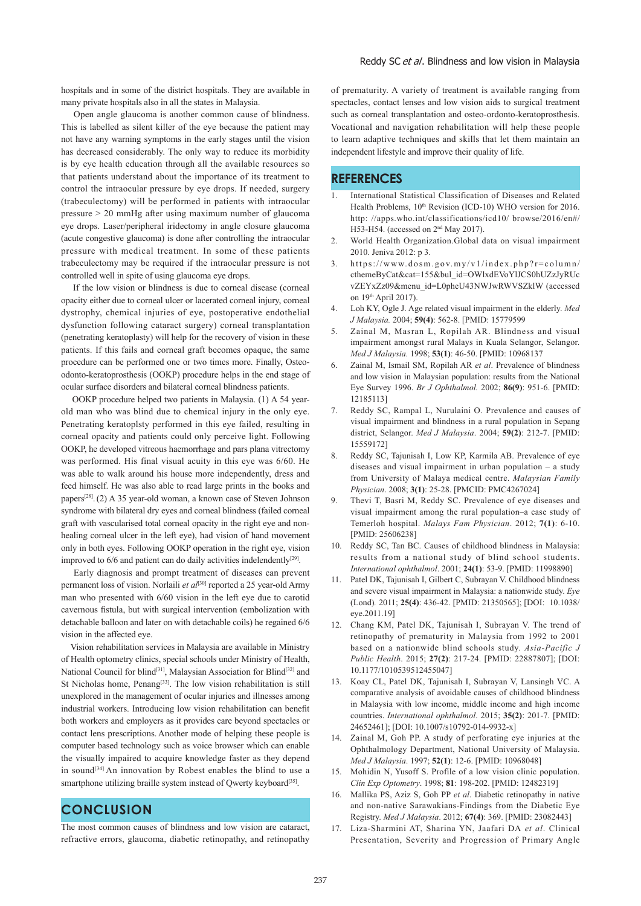hospitals and in some of the district hospitals. They are available in many private hospitals also in all the states in Malaysia.

Open angle glaucoma is another common cause of blindness. This is labelled as silent killer of the eye because the patient may not have any warning symptoms in the early stages until the vision has decreased considerably. The only way to reduce its morbidity is by eye health education through all the available resources so that patients understand about the importance of its treatment to control the intraocular pressure by eye drops. If needed, surgery (trabeculectomy) will be performed in patients with intraocular pressure > 20 mmHg after using maximum number of glaucoma eye drops. Laser/peripheral iridectomy in angle closure glaucoma (acute congestive glaucoma) is done after controlling the intraocular pressure with medical treatment. In some of these patients trabeculectomy may be required if the intraocular pressure is not controlled well in spite of using glaucoma eye drops.

If the low vision or blindness is due to corneal disease (corneal opacity either due to corneal ulcer or lacerated corneal injury, corneal dystrophy, chemical injuries of eye, postoperative endothelial dysfunction following cataract surgery) corneal transplantation (penetrating keratoplasty) will help for the recovery of vision in these patients. If this fails and corneal graft becomes opaque, the same procedure can be performed one or two times more. Finally, Osteo-odonto-keratoprosthesis (OOKP) procedure helps in the end stage of ocular surface disorders and bilateral corneal blindness patients.

OOKP procedure helped two patients in Malaysia. (1) A 54 year-old man who was blind due to chemical injury in the only eye. Penetrating keratoplsty performed in this eye failed, resulting in corneal opacity and patients could only perceive light. Following OOKP, he developed vitreous haemorrhage and pars plana vitrectomy was performed. His final visual acuity in this eye was 6/60. He was able to walk around his house more independently, dress and feed himself. He was also able to read large prints in the books and papers[28]. (2) A 35 year-old woman, a known case of Steven Johnson syndrome with bilateral dry eyes and corneal blindness (failed corneal graft with vascularised total corneal opacity in the right eye and non-healing corneal ulcer in the left eye), had vision of hand movement only in both eyes. Following OOKP operation in the right eye, vision improved to 6/6 and patient can do daily activities indelendently[29].

Early diagnosis and prompt treatment of diseases can prevent permanent loss of vision. Norlaili *et al*[30] reported a 25 year-old Army man who presented with 6/60 vision in the left eye due to carotid cavernous fistula, but with surgical intervention (embolization with detachable balloon and later on with detachable coils) he regained 6/6 vision in the affected eye.

Vision rehabilitation services in Malaysia are available in Ministry of Health optometry clinics, special schools under Ministry of Health, National Council for blind[31], Malaysian Association for Blind[32] and St Nicholas home, Penang[33]. The low vision rehabilitation is still unexplored in the management of ocular injuries and illnesses among industrial workers. Introducing low vision rehabilitation can benefit both workers and employers as it provides care beyond spectacles or contact lens prescriptions. Another mode of helping these people is computer based technology such as voice browser which can enable the visually impaired to acquire knowledge faster as they depend in sound[34] An innovation by Robest enables the blind to use a smartphone utilizing braille system instead of Qwerty keyboard[35].

## CONCLUSION

The most common causes of blindness and low vision are cataract, refractive errors, glaucoma, diabetic retinopathy, and retinopathy of prematurity. A variety of treatment is available ranging from spectacles, contact lenses and low vision aids to surgical treatment such as corneal transplantation and osteo-ordonto-keratoprosthesis. Vocational and navigation rehabilitation will help these people to learn adaptive techniques and skills that let them maintain an independent lifestyle and improve their quality of life.

## REFERENCES

1. International Statistical Classification of Diseases and Related Health Problems, 10th Revision (ICD-10) WHO version for 2016. http: //apps.who.int/classifications/icd10/ browse/2016/en#/ H53-H54. (accessed on 2nd May 2017).
2. World Health Organization.Global data on visual impairment 2010. Jeniva 2012: p 3.
3. https://www.dosm.gov.my/v1/index.php?r=column/cthemeByCat&cat=155&bul_id=OWlxdEVoYlJCS0hUZzJyRUcvZEYxZz09&menu_id=L0pheU43NWJwRWVSZklW (accessed on 19th April 2017).
4. Loh KY, Ogle J. Age related visual impairment in the elderly. *Med J Malaysia.* 2004; **59(4)**: 562-8. [PMID: 15779599
5. Zainal M, Masran L, Ropilah AR. Blindness and visual impairment amongst rural Malays in Kuala Selangor, Selangor. *Med J Malaysia.* 1998; **53(1)**: 46-50. [PMID: 10968137
6. Zainal M, Ismail SM, Ropilah AR *et al*. Prevalence of blindness and low vision in Malaysian population: results from the National Eye Survey 1996. *Br J Ophthalmol.* 2002; **86(9)**: 951-6. [PMID: 12185113]
7. Reddy SC, Rampal L, Nurulaini O. Prevalence and causes of visual impairment and blindness in a rural population in Sepang district, Selangor. *Med J Malaysia*. 2004; **59(2)**: 212-7. [PMID: 15559172]
8. Reddy SC, Tajunisah I, Low KP, Karmila AB. Prevalence of eye diseases and visual impairment in urban population – a study from University of Malaya medical centre. *Malaysian Family Physician*. 2008; **3(1)**: 25-28. [PMCID: PMC4267024]
9. Thevi T, Basri M, Reddy SC. Prevalence of eye diseases and visual impairment among the rural population–a case study of Temerloh hospital. *Malays Fam Physician*. 2012; **7(1)**: 6-10. [PMID: 25606238]
10. Reddy SC, Tan BC. Causes of childhood blindness in Malaysia: results from a national study of blind school students. *International ophthalmol*. 2001; **24(1)**: 53-9. [PMID: 11998890]
11. Patel DK, Tajunisah I, Gilbert C, Subrayan V. Childhood blindness and severe visual impairment in Malaysia: a nationwide study. *Eye* (Lond)*.* 2011; **25(4)**: 436-42. [PMID: 21350565]; [DOI: 10.1038/eye.2011.19]
12. Chang KM, Patel DK, Tajunisah I, Subrayan V. The trend of retinopathy of prematurity in Malaysia from 1992 to 2001 based on a nationwide blind schools study. *Asia-Pacific J Public Health*. 2015; **27(2)**: 217-24. [PMID: 22887807]; [DOI: 10.1177/1010539512455047]
13. Koay CL, Patel DK, Tajunisah I, Subrayan V, Lansingh VC. A comparative analysis of avoidable causes of childhood blindness in Malaysia with low income, middle income and high income countries. *International ophthalmol*. 2015; **35(2)**: 201-7. [PMID: 24652461]; [DOI: 10.1007/s10792-014-9932-x]
14. Zainal M, Goh PP. A study of perforating eye injuries at the Ophthalmology Department, National University of Malaysia. *Med J Malaysia*. 1997; **52(1)**: 12-6. [PMID: 10968048]
15. Mohidin N, Yusoff S. Profile of a low vision clinic population. *Clin Exp Optometry*. 1998; **81**: 198-202. [PMID: 12482319]
16. Mallika PS, Aziz S, Goh PP *et al*. Diabetic retinopathy in native and non-native Sarawakians-Findings from the Diabetic Eye Registry. *Med J Malaysia*. 2012; **67(4)**: 369. [PMID: 23082443]
17. Liza-Sharmini AT, Sharina YN, Jaafari DA *et al*. Clinical Presentation, Severity and Progression of Primary Angle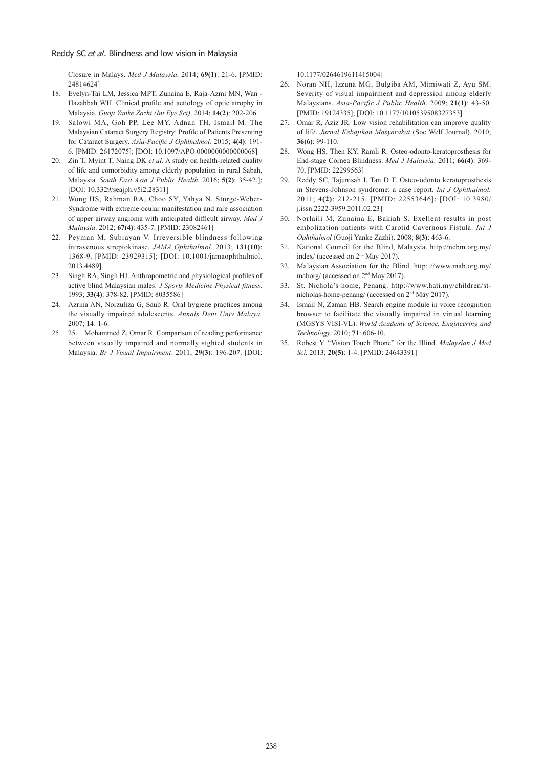Closure in Malays. *Med J Malaysia*. 2014; **69(1)**: 21-6. [PMID: 24814624]

18. Evelyn-Tai LM, Jessica MPT, Zunaina E, Raja-Azmi MN, Wan - Hazabbah WH. Clinical profile and aetiology of optic atrophy in Malaysia. *Guoji Yanke Zazhi (Int Eye Sci)*. 2014; **14(2)**: 202-206.
19. Salowi MA, Goh PP, Lee MY, Adnan TH, Ismail M. The Malaysian Cataract Surgery Registry: Profile of Patients Presenting for Cataract Surgery. *Asia-Pacific J Ophthalmol.* 2015; **4(4)**: 191-6. [PMID: 26172075]; [DOI: 10.1097/APO.0000000000000068]
20. Zin T, Myint T, Naing DK *et al*. A study on health-related quality of life and comorbidity among elderly population in rural Sabah, Malaysia. *South East Asia J Public Health.* 2016; **5(2)**: 35-42.]; [DOI: 10.3329/seajph.v5i2.28311]
21. Wong HS, Rahman RA, Choo SY, Yahya N. Sturge-Weber-Syndrome with extreme ocular manifestation and rare association of upper airway angioma with anticipated difficult airway. *Med J Malaysia*. 2012; **67(4)**: 435-7. [PMID: 23082461]
22. Peyman M, Subrayan V. Irreversible blindness following intravenous streptokinase. *JAMA Ophthalmol.* 2013; **131(10)**: 1368-9. [PMID: 23929315]; [DOI: 10.1001/jamaophthalmol.2013.4489]
23. Singh RA, Singh HJ. Anthropometric and physiological profiles of active blind Malaysian males. *J Sports Medicine Physical fitness*. 1993; **33(4)**: 378-82. [PMID: 8035586]
24. Azrina AN, Norzuliza G, Saub R. Oral hygiene practices among the visually impaired adolescents. *Annals Dent Univ Malaya.* 2007; **14**: 1-6.
25. 25. Mohammed Z, Omar R. Comparison of reading performance between visually impaired and normally sighted students in Malaysia. *Br J Visual Impairment*. 2011; **29(3)**: 196-207. [DOI: 10.1177/0264619611415004]
26. Noran NH, Izzuna MG, Bulgiba AM, Mimiwati Z, Ayu SM. Severity of visual impairment and depression among elderly Malaysians. *Asia-Pacific J Public Health*. 2009; **21(1)**: 43-50. [PMID: 19124335]; [DOI: 10.1177/1010539508327353]
27. Omar R, Aziz JR. Low vision rehabilitation can improve quality of life. *Jurnal Kebajikan Masyarakat* (Soc Welf Journal). 2010; **36(6)**: 99-110.
28. Wong HS, Then KY, Ramli R. Osteo-odonto-keratoprosthesis for End-stage Cornea Blindness. *Med J Malaysia.* 2011; **66(4)**: 369-70. [PMID: 22299563]
29. Reddy SC, Tajunisah I, Tan D T. Osteo-odonto keratoprosthesis in Stevens-Johnson syndrome: a case report. *Int J Ophthalmol.* 2011; **4(2)**: 212-215. [PMID: 22553646]; [DOI: 10.3980/j.issn.2222-3959.2011.02.23]
30. Norlaili M, Zunaina E, Bakiah S. Exellent results in post embolization patients with Carotid Cavernous Fistula. *Int J Ophthalmol* (Guoji Yanke Zazhi). 2008; **8(3)**: 463-6.
31. National Council for the Blind, Malaysia. http://ncbm.org.my/index/ (accessed on 2nd May 2017).
32. Malaysian Association for the Blind. http: //www.mab.org.my/maborg/ (accessed on 2nd May 2017).
33. St. Nichola's home, Penang. http://www.hati.my/children/st-nicholas-home-penang/ (accessed on 2nd May 2017).
34. Ismail N, Zaman HB. Search engine module in voice recognition browser to facilitate the visually impaired in virtual learning (MGSYS VISI-VL). *World Academy of Science, Engineering and Technology.* 2010; **71**: 606-10.
35. Robest Y. "Vision Touch Phone" for the Blind. *Malaysian J Med Sci.* 2013; **20(5)**: 1-4. [PMID: 24643391]